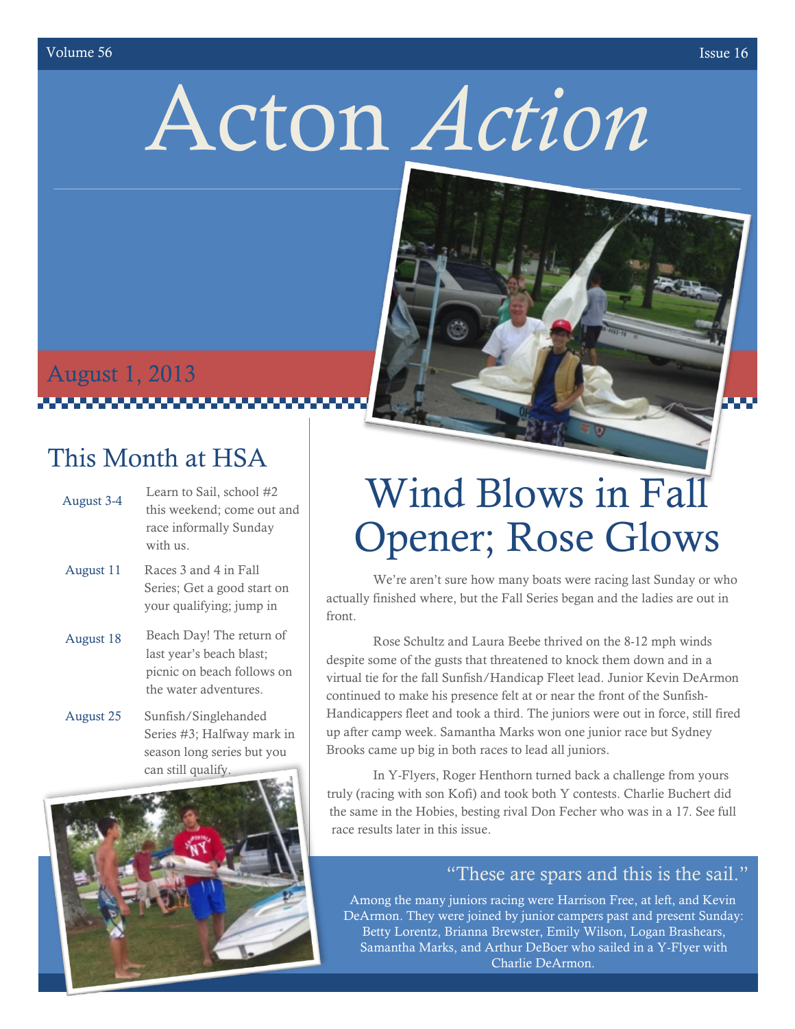# Acton *Action*

August 1, 2013

## This Month at HSA

| | |
|---|---|
| August 3-4 | Learn to Sail, school #2 this weekend; come out and race informally Sunday with us. |
| August 11 | Races 3 and 4 in Fall Series; Get a good start on your qualifying; jump in |
| August 18 | Beach Day! The return of last year's beach blast; picnic on beach follows on the water adventures. |
| August 25 | Sunfish/Singlehanded Series #3; Halfway mark in season long series but you can still qualify. |

# Wind Blows in Fall Opener; Rose Glows

We're aren't sure how many boats were racing last Sunday or who actually finished where, but the Fall Series began and the ladies are out in front.

Rose Schultz and Laura Beebe thrived on the 8-12 mph winds despite some of the gusts that threatened to knock them down and in a virtual tie for the fall Sunfish/Handicap Fleet lead. Junior Kevin DeArmon continued to make his presence felt at or near the front of the Sunfish-Handicappers fleet and took a third. The juniors were out in force, still fired up after camp week. Samantha Marks won one junior race but Sydney Brooks came up big in both races to lead all juniors.

In Y-Flyers, Roger Henthorn turned back a challenge from yours truly (racing with son Kofi) and took both Y contests. Charlie Buchert did the same in the Hobies, besting rival Don Fecher who was in a 17. See full race results later in this issue.

### "These are spars and this is the sail."

Among the many juniors racing were Harrison Free, at left, and Kevin DeArmon. They were joined by junior campers past and present Sunday: Betty Lorentz, Brianna Brewster, Emily Wilson, Logan Brashears, Samantha Marks, and Arthur DeBoer who sailed in a Y-Flyer with Charlie DeArmon.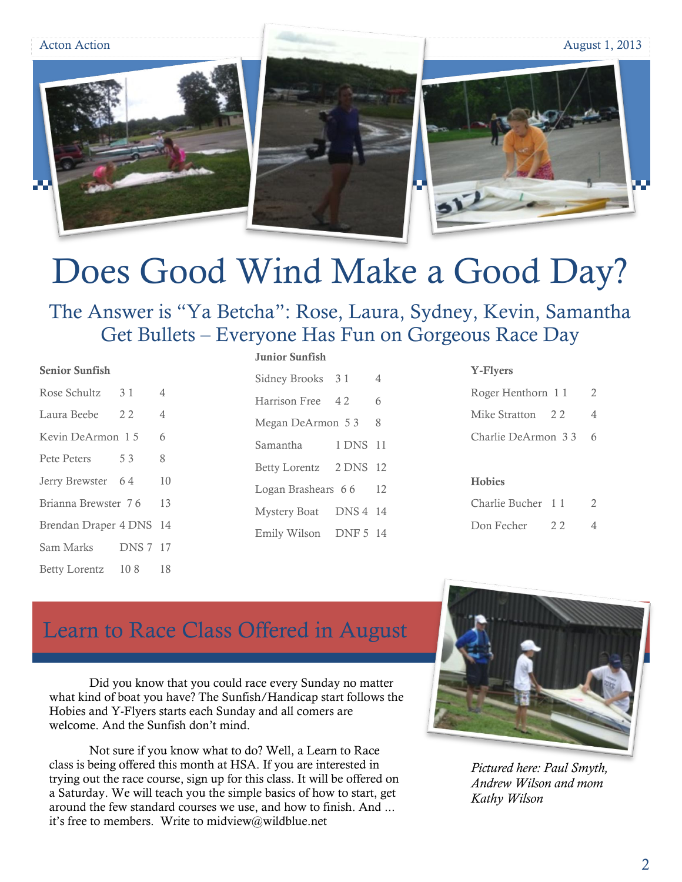# Does Good Wind Make a Good Day?

## The Answer is "Ya Betcha": Rose, Laura, Sydney, Kevin, Samantha Get Bullets – Everyone Has Fun on Gorgeous Race Day

**Senior Sunfish**

| Name | Races | Total |
|---|---|---|
| Rose Schultz | 3 1 | 4 |
| Laura Beebe | 2 2 | 4 |
| Kevin DeArmon | 1 5 | 6 |
| Pete Peters | 5 3 | 8 |
| Jerry Brewster | 6 4 | 10 |
| Brianna Brewster | 7 6 | 13 |
| Brendan Draper | 4 DNS | 14 |
| Sam Marks | DNS 7 | 17 |
| Betty Lorentz | 10 8 | 18 |

**Junior Sunfish**

| Name | Races | Total |
|---|---|---|
| Sidney Brooks | 3 1 | 4 |
| Harrison Free | 4 2 | 6 |
| Megan DeArmon | 5 3 | 8 |
| Samantha | 1 DNS | 11 |
| Betty Lorentz | 2 DNS | 12 |
| Logan Brashears | 6 6 | 12 |
| Mystery Boat | DNS 4 | 14 |
| Emily Wilson | DNF 5 | 14 |

**Y-Flyers**

| Name | Races | Total |
|---|---|---|
| Roger Henthorn | 1 1 | 2 |
| Mike Stratton | 2 2 | 4 |
| Charlie DeArmon | 3 3 | 6 |

**Hobies**

| Name | Races | Total |
|---|---|---|
| Charlie Bucher | 1 1 | 2 |
| Don Fecher | 2 2 | 4 |

## Learn to Race Class Offered in August

Did you know that you could race every Sunday no matter what kind of boat you have? The Sunfish/Handicap start follows the Hobies and Y-Flyers starts each Sunday and all comers are welcome. And the Sunfish don't mind.

Not sure if you know what to do? Well, a Learn to Race class is being offered this month at HSA. If you are interested in trying out the race course, sign up for this class. It will be offered on a Saturday. We will teach you the simple basics of how to start, get around the few standard courses we use, and how to finish. And ... it's free to members. Write to midview@wildblue.net

*Pictured here: Paul Smyth, Andrew Wilson and mom Kathy Wilson*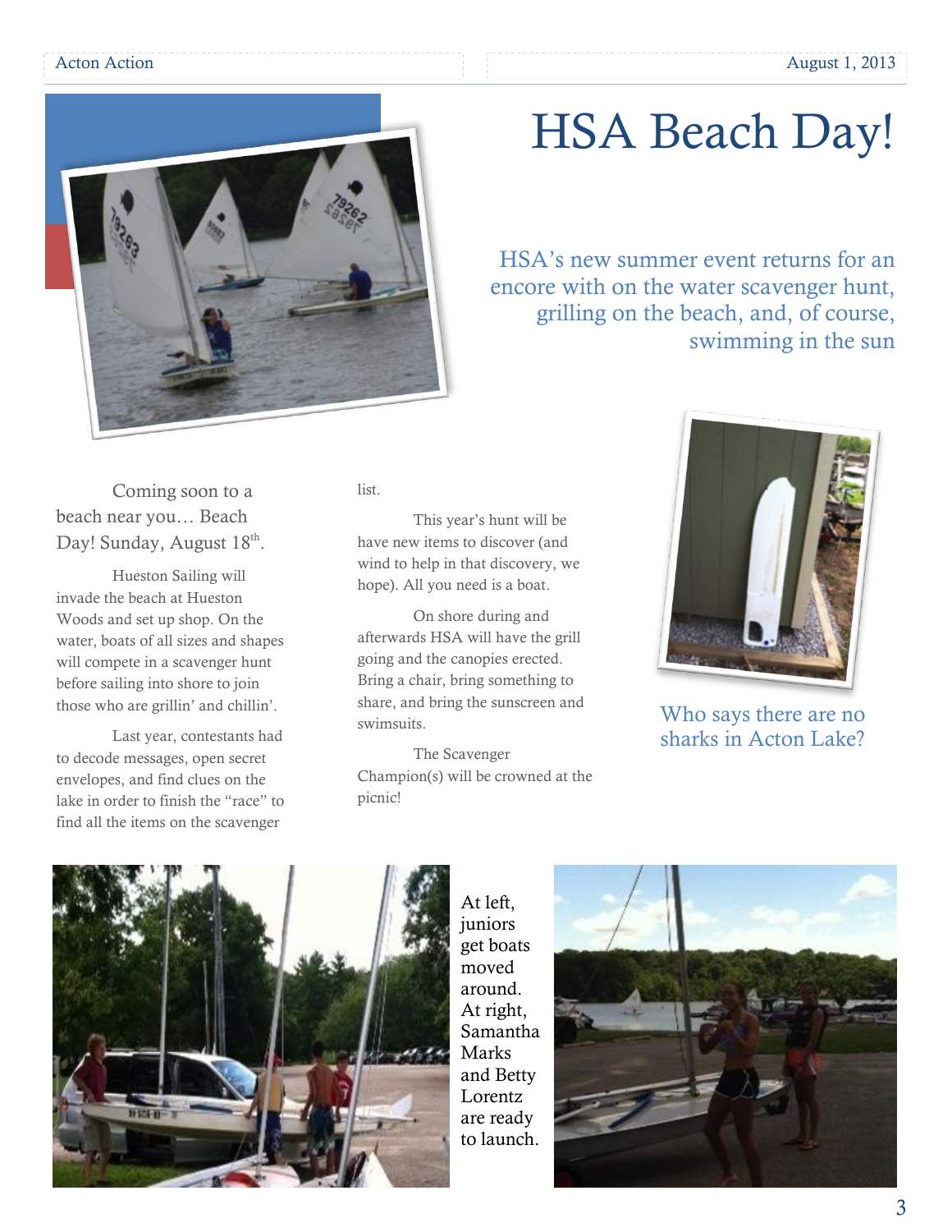# HSA Beach Day!

HSA's new summer event returns for an encore with on the water scavenger hunt, grilling on the beach, and, of course, swimming in the sun

Coming soon to a beach near you… Beach Day! Sunday, August 18th.

Hueston Sailing will invade the beach at Hueston Woods and set up shop. On the water, boats of all sizes and shapes will compete in a scavenger hunt before sailing into shore to join those who are grillin' and chillin'.

Last year, contestants had to decode messages, open secret envelopes, and find clues on the lake in order to finish the "race" to find all the items on the scavenger list.

This year's hunt will be have new items to discover (and wind to help in that discovery, we hope). All you need is a boat.

On shore during and afterwards HSA will have the grill going and the canopies erected. Bring a chair, bring something to share, and bring the sunscreen and swimsuits.

The Scavenger Champion(s) will be crowned at the picnic!

Who says there are no sharks in Acton Lake?

At left, juniors get boats moved around. At right, Samantha Marks and Betty Lorentz are ready to launch.